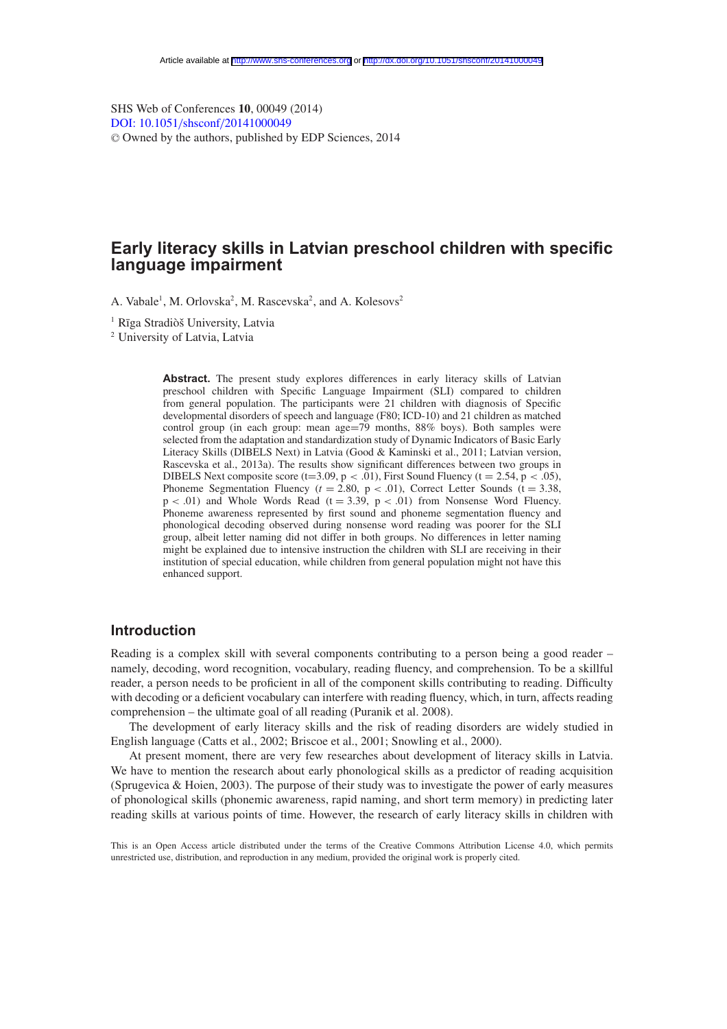Article available at http://www.shs-conferences.org or http://dx.doi.org/10.1051/shsconf/20141000049

SHS Web of Conferences **10**, 00049 (2014)
DOI: 10.1051/shsconf/20141000049
© Owned by the authors, published by EDP Sciences, 2014

# Early literacy skills in Latvian preschool children with specific language impairment

A. Vabale[1], M. Orlovska[2], M. Rascevska[2], and A. Kolesovs[2]

[1] Rīga Stradiòš University, Latvia
[2] University of Latvia, Latvia

**Abstract.** The present study explores differences in early literacy skills of Latvian preschool children with Specific Language Impairment (SLI) compared to children from general population. The participants were 21 children with diagnosis of Specific developmental disorders of speech and language (F80; ICD-10) and 21 children as matched control group (in each group: mean age=79 months, 88% boys). Both samples were selected from the adaptation and standardization study of Dynamic Indicators of Basic Early Literacy Skills (DIBELS Next) in Latvia (Good & Kaminski et al., 2011; Latvian version, Rascevska et al., 2013a). The results show significant differences between two groups in DIBELS Next composite score ($t=3.09$, $p < .01$), First Sound Fluency ($t = 2.54$, $p < .05$), Phoneme Segmentation Fluency ($t = 2.80$, $p < .01$), Correct Letter Sounds ($t = 3.38$, $p < .01$) and Whole Words Read ($t = 3.39$, $p < .01$) from Nonsense Word Fluency. Phoneme awareness represented by first sound and phoneme segmentation fluency and phonological decoding observed during nonsense word reading was poorer for the SLI group, albeit letter naming did not differ in both groups. No differences in letter naming might be explained due to intensive instruction the children with SLI are receiving in their institution of special education, while children from general population might not have this enhanced support.

## Introduction

Reading is a complex skill with several components contributing to a person being a good reader – namely, decoding, word recognition, vocabulary, reading fluency, and comprehension. To be a skillful reader, a person needs to be proficient in all of the component skills contributing to reading. Difficulty with decoding or a deficient vocabulary can interfere with reading fluency, which, in turn, affects reading comprehension – the ultimate goal of all reading (Puranik et al. 2008).

The development of early literacy skills and the risk of reading disorders are widely studied in English language (Catts et al., 2002; Briscoe et al., 2001; Snowling et al., 2000).

At present moment, there are very few researches about development of literacy skills in Latvia. We have to mention the research about early phonological skills as a predictor of reading acquisition (Sprugevica & Hoien, 2003). The purpose of their study was to investigate the power of early measures of phonological skills (phonemic awareness, rapid naming, and short term memory) in predicting later reading skills at various points of time. However, the research of early literacy skills in children with

This is an Open Access article distributed under the terms of the Creative Commons Attribution License 4.0, which permits unrestricted use, distribution, and reproduction in any medium, provided the original work is properly cited.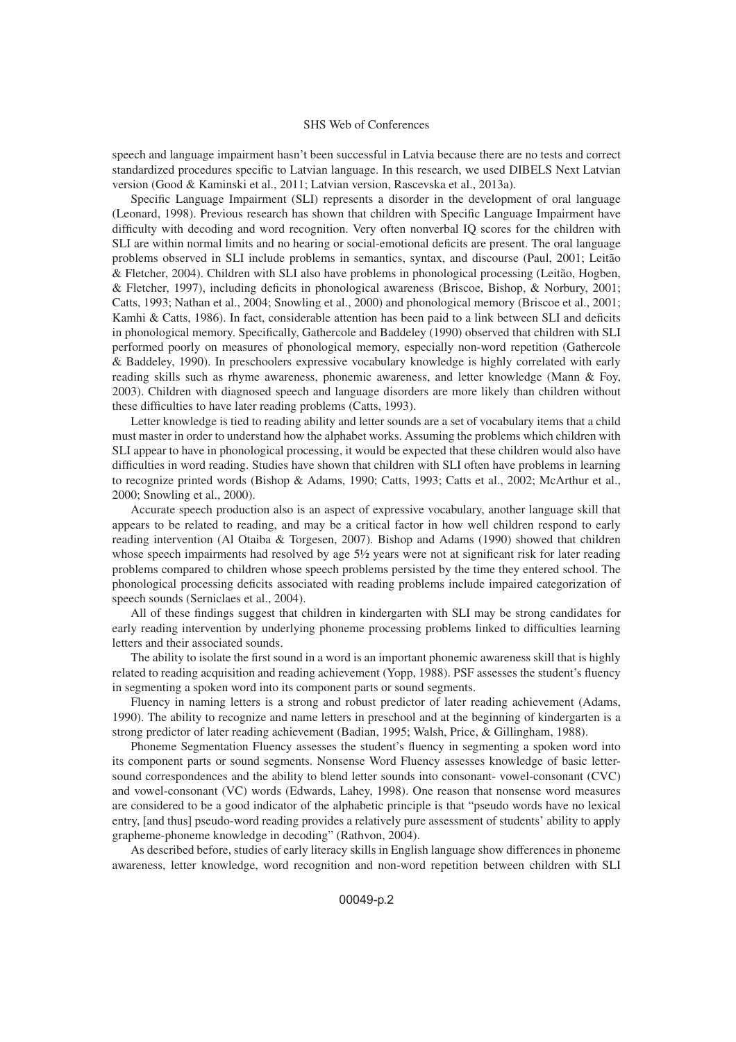speech and language impairment hasn't been successful in Latvia because there are no tests and correct standardized procedures specific to Latvian language. In this research, we used DIBELS Next Latvian version (Good & Kaminski et al., 2011; Latvian version, Rascevska et al., 2013a).

Specific Language Impairment (SLI) represents a disorder in the development of oral language (Leonard, 1998). Previous research has shown that children with Specific Language Impairment have difficulty with decoding and word recognition. Very often nonverbal IQ scores for the children with SLI are within normal limits and no hearing or social-emotional deficits are present. The oral language problems observed in SLI include problems in semantics, syntax, and discourse (Paul, 2001; Leitão & Fletcher, 2004). Children with SLI also have problems in phonological processing (Leitão, Hogben, & Fletcher, 1997), including deficits in phonological awareness (Briscoe, Bishop, & Norbury, 2001; Catts, 1993; Nathan et al., 2004; Snowling et al., 2000) and phonological memory (Briscoe et al., 2001; Kamhi & Catts, 1986). In fact, considerable attention has been paid to a link between SLI and deficits in phonological memory. Specifically, Gathercole and Baddeley (1990) observed that children with SLI performed poorly on measures of phonological memory, especially non-word repetition (Gathercole & Baddeley, 1990). In preschoolers expressive vocabulary knowledge is highly correlated with early reading skills such as rhyme awareness, phonemic awareness, and letter knowledge (Mann & Foy, 2003). Children with diagnosed speech and language disorders are more likely than children without these difficulties to have later reading problems (Catts, 1993).

Letter knowledge is tied to reading ability and letter sounds are a set of vocabulary items that a child must master in order to understand how the alphabet works. Assuming the problems which children with SLI appear to have in phonological processing, it would be expected that these children would also have difficulties in word reading. Studies have shown that children with SLI often have problems in learning to recognize printed words (Bishop & Adams, 1990; Catts, 1993; Catts et al., 2002; McArthur et al., 2000; Snowling et al., 2000).

Accurate speech production also is an aspect of expressive vocabulary, another language skill that appears to be related to reading, and may be a critical factor in how well children respond to early reading intervention (Al Otaiba & Torgesen, 2007). Bishop and Adams (1990) showed that children whose speech impairments had resolved by age 5½ years were not at significant risk for later reading problems compared to children whose speech problems persisted by the time they entered school. The phonological processing deficits associated with reading problems include impaired categorization of speech sounds (Serniclaes et al., 2004).

All of these findings suggest that children in kindergarten with SLI may be strong candidates for early reading intervention by underlying phoneme processing problems linked to difficulties learning letters and their associated sounds.

The ability to isolate the first sound in a word is an important phonemic awareness skill that is highly related to reading acquisition and reading achievement (Yopp, 1988). PSF assesses the student's fluency in segmenting a spoken word into its component parts or sound segments.

Fluency in naming letters is a strong and robust predictor of later reading achievement (Adams, 1990). The ability to recognize and name letters in preschool and at the beginning of kindergarten is a strong predictor of later reading achievement (Badian, 1995; Walsh, Price, & Gillingham, 1988).

Phoneme Segmentation Fluency assesses the student's fluency in segmenting a spoken word into its component parts or sound segments. Nonsense Word Fluency assesses knowledge of basic letter-sound correspondences and the ability to blend letter sounds into consonant- vowel-consonant (CVC) and vowel-consonant (VC) words (Edwards, Lahey, 1998). One reason that nonsense word measures are considered to be a good indicator of the alphabetic principle is that "pseudo words have no lexical entry, [and thus] pseudo-word reading provides a relatively pure assessment of students' ability to apply grapheme-phoneme knowledge in decoding" (Rathvon, 2004).

As described before, studies of early literacy skills in English language show differences in phoneme awareness, letter knowledge, word recognition and non-word repetition between children with SLI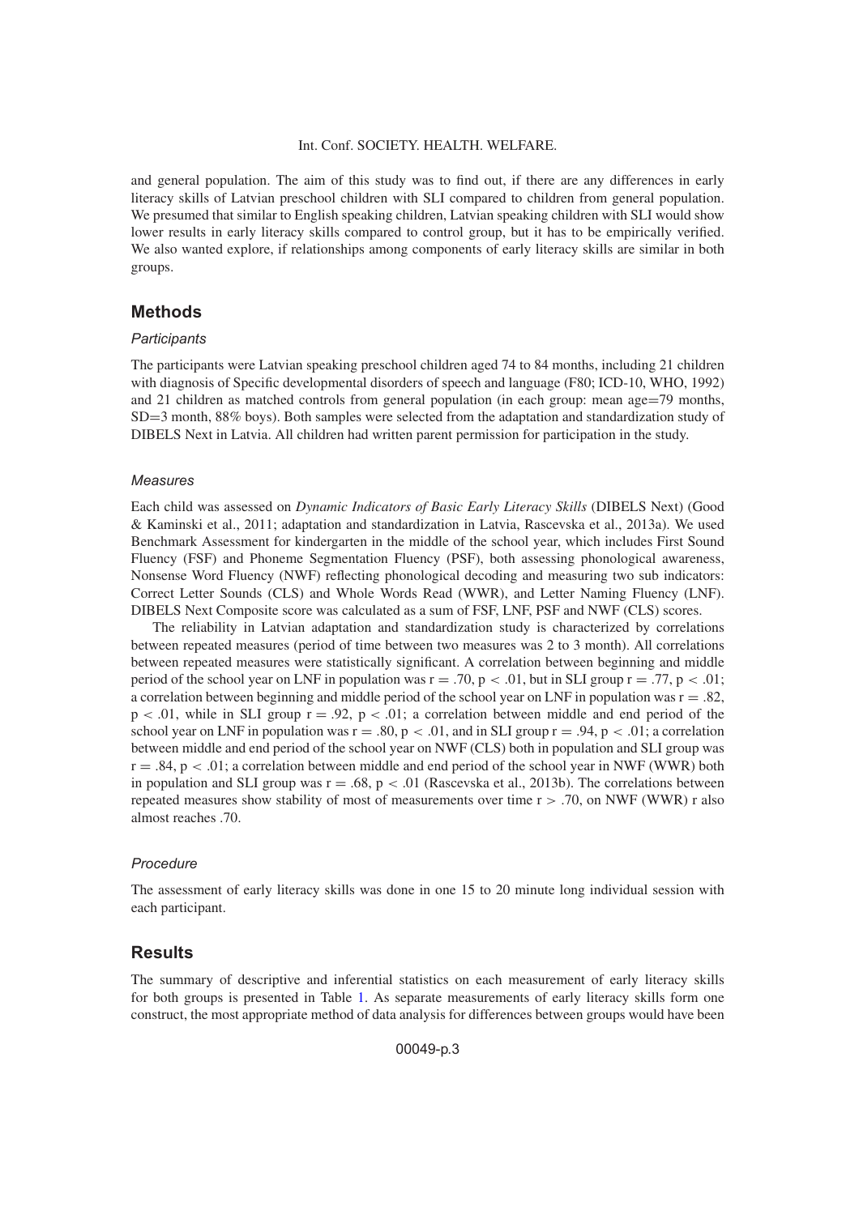and general population. The aim of this study was to find out, if there are any differences in early literacy skills of Latvian preschool children with SLI compared to children from general population. We presumed that similar to English speaking children, Latvian speaking children with SLI would show lower results in early literacy skills compared to control group, but it has to be empirically verified. We also wanted explore, if relationships among components of early literacy skills are similar in both groups.

## Methods

### *Participants*

The participants were Latvian speaking preschool children aged 74 to 84 months, including 21 children with diagnosis of Specific developmental disorders of speech and language (F80; ICD-10, WHO, 1992) and 21 children as matched controls from general population (in each group: mean age=79 months, SD=3 month, 88% boys). Both samples were selected from the adaptation and standardization study of DIBELS Next in Latvia. All children had written parent permission for participation in the study.

### *Measures*

Each child was assessed on *Dynamic Indicators of Basic Early Literacy Skills* (DIBELS Next) (Good & Kaminski et al., 2011; adaptation and standardization in Latvia, Rascevska et al., 2013a). We used Benchmark Assessment for kindergarten in the middle of the school year, which includes First Sound Fluency (FSF) and Phoneme Segmentation Fluency (PSF), both assessing phonological awareness, Nonsense Word Fluency (NWF) reflecting phonological decoding and measuring two sub indicators: Correct Letter Sounds (CLS) and Whole Words Read (WWR), and Letter Naming Fluency (LNF). DIBELS Next Composite score was calculated as a sum of FSF, LNF, PSF and NWF (CLS) scores.

The reliability in Latvian adaptation and standardization study is characterized by correlations between repeated measures (period of time between two measures was 2 to 3 month). All correlations between repeated measures were statistically significant. A correlation between beginning and middle period of the school year on LNF in population was $r = .70$, $p < .01$, but in SLI group $r = .77$, $p < .01$; a correlation between beginning and middle period of the school year on LNF in population was $r = .82$, $p < .01$, while in SLI group $r = .92$, $p < .01$; a correlation between middle and end period of the school year on LNF in population was $r = .80$, $p < .01$, and in SLI group $r = .94$, $p < .01$; a correlation between middle and end period of the school year on NWF (CLS) both in population and SLI group was $r = .84$, $p < .01$; a correlation between middle and end period of the school year in NWF (WWR) both in population and SLI group was $r = .68$, $p < .01$ (Rascevska et al., 2013b). The correlations between repeated measures show stability of most of measurements over time $r > .70$, on NWF (WWR) r also almost reaches .70.

### *Procedure*

The assessment of early literacy skills was done in one 15 to 20 minute long individual session with each participant.

## Results

The summary of descriptive and inferential statistics on each measurement of early literacy skills for both groups is presented in Table 1. As separate measurements of early literacy skills form one construct, the most appropriate method of data analysis for differences between groups would have been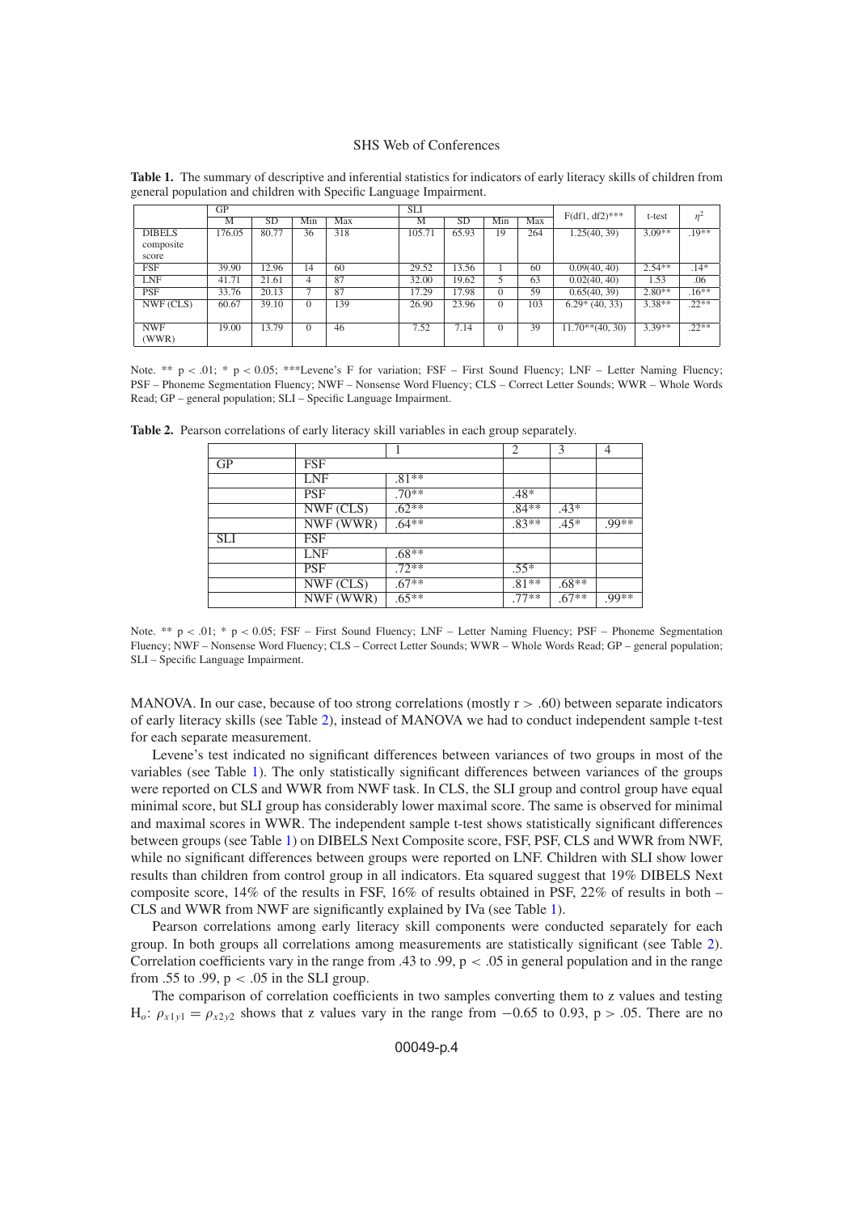**Table 1.** The summary of descriptive and inferential statistics for indicators of early literacy skills of children from general population and children with Specific Language Impairment.

| | GP | | | | SLI | | | | F(df1, df2)*** | t-test | $\eta^2$ |
|---|---|---|---|---|---|---|---|---|---|---|---|
| | M | SD | Min | Max | M | SD | Min | Max | | | |
| DIBELS composite score | 176.05 | 80.77 | 36 | 318 | 105.71 | 65.93 | 19 | 264 | 1.25(40, 39) | 3.09** | .19** |
| FSF | 39.90 | 12.96 | 14 | 60 | 29.52 | 13.56 | 1 | 60 | 0.09(40, 40) | 2.54** | .14* |
| LNF | 41.71 | 21.61 | 4 | 87 | 32.00 | 19.62 | 5 | 63 | 0.02(40, 40) | 1.53 | .06 |
| PSF | 33.76 | 20.13 | 7 | 87 | 17.29 | 17.98 | 0 | 59 | 0.65(40, 39) | 2.80** | .16** |
| NWF (CLS) | 60.67 | 39.10 | 0 | 139 | 26.90 | 23.96 | 0 | 103 | 6.29* (40, 33) | 3.38** | .22** |
| NWF (WWR) | 19.00 | 13.79 | 0 | 46 | 7.52 | 7.14 | 0 | 39 | 11.70**(40, 30) | 3.39** | .22** |

Note. ** p < .01; * p < 0.05; ***Levene's F for variation; FSF – First Sound Fluency; LNF – Letter Naming Fluency; PSF – Phoneme Segmentation Fluency; NWF – Nonsense Word Fluency; CLS – Correct Letter Sounds; WWR – Whole Words Read; GP – general population; SLI – Specific Language Impairment.

**Table 2.** Pearson correlations of early literacy skill variables in each group separately.

| | | 1 | 2 | 3 | 4 |
|---|---|---|---|---|---|
| GP | FSF | | | | |
| | LNF | .81** | | | |
| | PSF | .70** | .48* | | |
| | NWF (CLS) | .62** | .84** | .43* | |
| | NWF (WWR) | .64** | .83** | .45* | .99** |
| SLI | FSF | | | | |
| | LNF | .68** | | | |
| | PSF | .72** | .55* | | |
| | NWF (CLS) | .67** | .81** | .68** | |
| | NWF (WWR) | .65** | .77** | .67** | .99** |

Note. ** p < .01; * p < 0.05; FSF – First Sound Fluency; LNF – Letter Naming Fluency; PSF – Phoneme Segmentation Fluency; NWF – Nonsense Word Fluency; CLS – Correct Letter Sounds; WWR – Whole Words Read; GP – general population; SLI – Specific Language Impairment.

MANOVA. In our case, because of too strong correlations (mostly $r > .60$) between separate indicators of early literacy skills (see Table 2), instead of MANOVA we had to conduct independent sample t-test for each separate measurement.

Levene's test indicated no significant differences between variances of two groups in most of the variables (see Table 1). The only statistically significant differences between variances of the groups were reported on CLS and WWR from NWF task. In CLS, the SLI group and control group have equal minimal score, but SLI group has considerably lower maximal score. The same is observed for minimal and maximal scores in WWR. The independent sample t-test shows statistically significant differences between groups (see Table 1) on DIBELS Next Composite score, FSF, PSF, CLS and WWR from NWF, while no significant differences between groups were reported on LNF. Children with SLI show lower results than children from control group in all indicators. Eta squared suggest that 19% DIBELS Next composite score, 14% of the results in FSF, 16% of results obtained in PSF, 22% of results in both – CLS and WWR from NWF are significantly explained by IVa (see Table 1).

Pearson correlations among early literacy skill components were conducted separately for each group. In both groups all correlations among measurements are statistically significant (see Table 2). Correlation coefficients vary in the range from .43 to .99, $p < .05$ in general population and in the range from .55 to .99, $p < .05$ in the SLI group.

The comparison of correlation coefficients in two samples converting them to z values and testing $H_o$: $\rho_{x1y1} = \rho_{x2y2}$ shows that z values vary in the range from $-0.65$ to 0.93, $p > .05$. There are no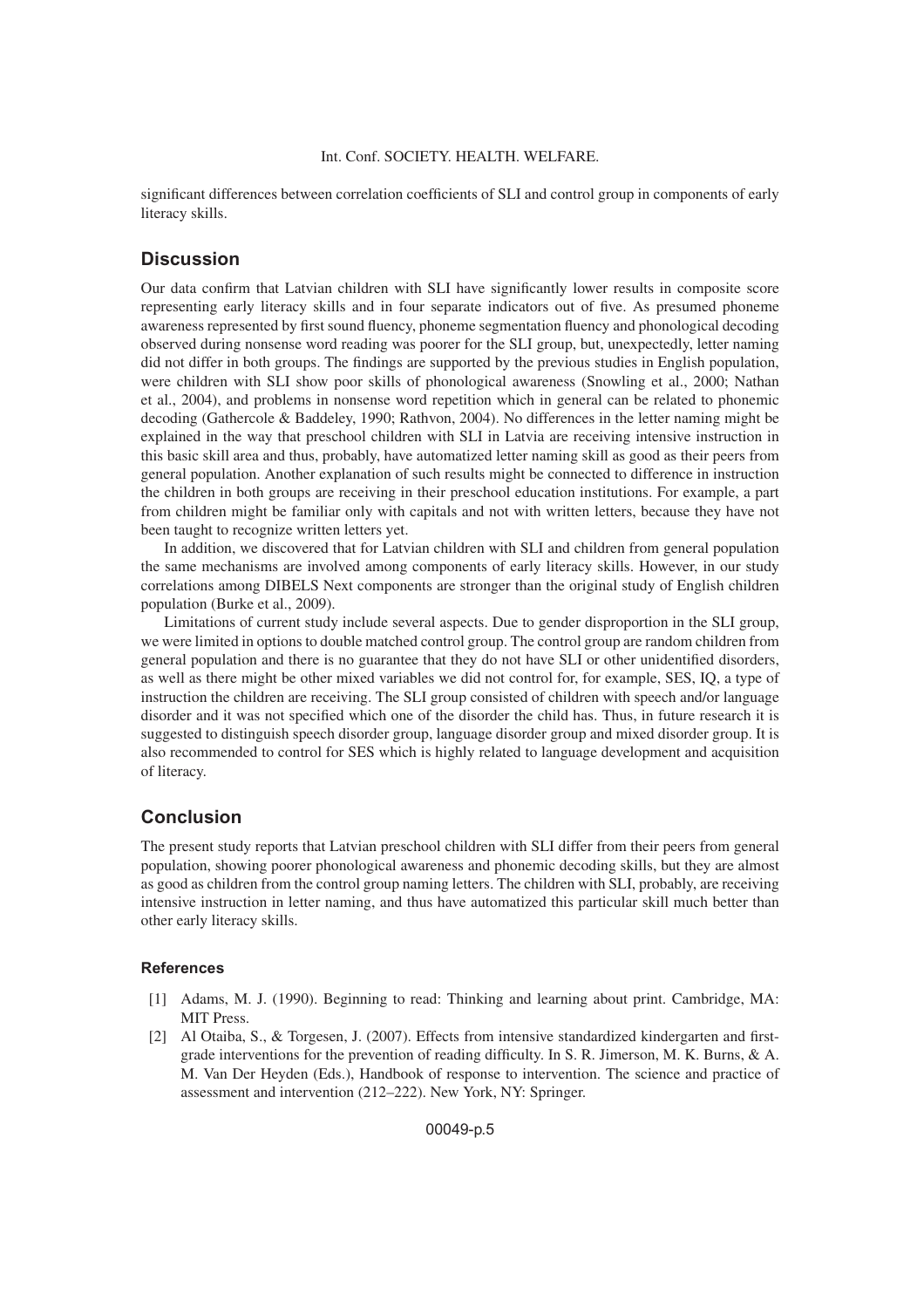significant differences between correlation coefficients of SLI and control group in components of early literacy skills.

## Discussion

Our data confirm that Latvian children with SLI have significantly lower results in composite score representing early literacy skills and in four separate indicators out of five. As presumed phoneme awareness represented by first sound fluency, phoneme segmentation fluency and phonological decoding observed during nonsense word reading was poorer for the SLI group, but, unexpectedly, letter naming did not differ in both groups. The findings are supported by the previous studies in English population, were children with SLI show poor skills of phonological awareness (Snowling et al., 2000; Nathan et al., 2004), and problems in nonsense word repetition which in general can be related to phonemic decoding (Gathercole & Baddeley, 1990; Rathvon, 2004). No differences in the letter naming might be explained in the way that preschool children with SLI in Latvia are receiving intensive instruction in this basic skill area and thus, probably, have automatized letter naming skill as good as their peers from general population. Another explanation of such results might be connected to difference in instruction the children in both groups are receiving in their preschool education institutions. For example, a part from children might be familiar only with capitals and not with written letters, because they have not been taught to recognize written letters yet.

In addition, we discovered that for Latvian children with SLI and children from general population the same mechanisms are involved among components of early literacy skills. However, in our study correlations among DIBELS Next components are stronger than the original study of English children population (Burke et al., 2009).

Limitations of current study include several aspects. Due to gender disproportion in the SLI group, we were limited in options to double matched control group. The control group are random children from general population and there is no guarantee that they do not have SLI or other unidentified disorders, as well as there might be other mixed variables we did not control for, for example, SES, IQ, a type of instruction the children are receiving. The SLI group consisted of children with speech and/or language disorder and it was not specified which one of the disorder the child has. Thus, in future research it is suggested to distinguish speech disorder group, language disorder group and mixed disorder group. It is also recommended to control for SES which is highly related to language development and acquisition of literacy.

## Conclusion

The present study reports that Latvian preschool children with SLI differ from their peers from general population, showing poorer phonological awareness and phonemic decoding skills, but they are almost as good as children from the control group naming letters. The children with SLI, probably, are receiving intensive instruction in letter naming, and thus have automatized this particular skill much better than other early literacy skills.

### References

[1] Adams, M. J. (1990). Beginning to read: Thinking and learning about print. Cambridge, MA: MIT Press.

[2] Al Otaiba, S., & Torgesen, J. (2007). Effects from intensive standardized kindergarten and first-grade interventions for the prevention of reading difficulty. In S. R. Jimerson, M. K. Burns, & A. M. Van Der Heyden (Eds.), Handbook of response to intervention. The science and practice of assessment and intervention (212–222). New York, NY: Springer.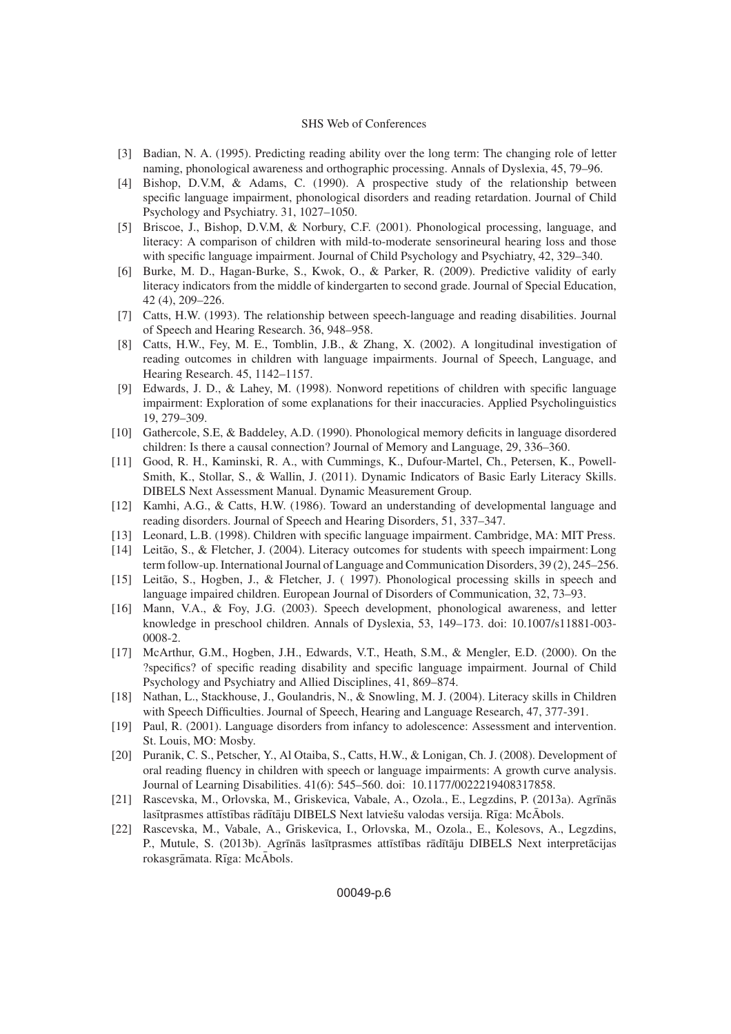[3] Badian, N. A. (1995). Predicting reading ability over the long term: The changing role of letter naming, phonological awareness and orthographic processing. Annals of Dyslexia, 45, 79–96.

[4] Bishop, D.V.M, & Adams, C. (1990). A prospective study of the relationship between specific language impairment, phonological disorders and reading retardation. Journal of Child Psychology and Psychiatry. 31, 1027–1050.

[5] Briscoe, J., Bishop, D.V.M, & Norbury, C.F. (2001). Phonological processing, language, and literacy: A comparison of children with mild-to-moderate sensorineural hearing loss and those with specific language impairment. Journal of Child Psychology and Psychiatry, 42, 329–340.

[6] Burke, M. D., Hagan-Burke, S., Kwok, O., & Parker, R. (2009). Predictive validity of early literacy indicators from the middle of kindergarten to second grade. Journal of Special Education, 42 (4), 209–226.

[7] Catts, H.W. (1993). The relationship between speech-language and reading disabilities. Journal of Speech and Hearing Research. 36, 948–958.

[8] Catts, H.W., Fey, M. E., Tomblin, J.B., & Zhang, X. (2002). A longitudinal investigation of reading outcomes in children with language impairments. Journal of Speech, Language, and Hearing Research. 45, 1142–1157.

[9] Edwards, J. D., & Lahey, M. (1998). Nonword repetitions of children with specific language impairment: Exploration of some explanations for their inaccuracies. Applied Psycholinguistics 19, 279–309.

[10] Gathercole, S.E, & Baddeley, A.D. (1990). Phonological memory deficits in language disordered children: Is there a causal connection? Journal of Memory and Language, 29, 336–360.

[11] Good, R. H., Kaminski, R. A., with Cummings, K., Dufour-Martel, Ch., Petersen, K., Powell-Smith, K., Stollar, S., & Wallin, J. (2011). Dynamic Indicators of Basic Early Literacy Skills. DIBELS Next Assessment Manual. Dynamic Measurement Group.

[12] Kamhi, A.G., & Catts, H.W. (1986). Toward an understanding of developmental language and reading disorders. Journal of Speech and Hearing Disorders, 51, 337–347.

[13] Leonard, L.B. (1998). Children with specific language impairment. Cambridge, MA: MIT Press.

[14] Leitão, S., & Fletcher, J. (2004). Literacy outcomes for students with speech impairment: Long term follow-up. International Journal of Language and Communication Disorders, 39 (2), 245–256.

[15] Leitão, S., Hogben, J., & Fletcher, J. ( 1997). Phonological processing skills in speech and language impaired children. European Journal of Disorders of Communication, 32, 73–93.

[16] Mann, V.A., & Foy, J.G. (2003). Speech development, phonological awareness, and letter knowledge in preschool children. Annals of Dyslexia, 53, 149–173. doi: 10.1007/s11881-003-0008-2.

[17] McArthur, G.M., Hogben, J.H., Edwards, V.T., Heath, S.M., & Mengler, E.D. (2000). On the ?specifics? of specific reading disability and specific language impairment. Journal of Child Psychology and Psychiatry and Allied Disciplines, 41, 869–874.

[18] Nathan, L., Stackhouse, J., Goulandris, N., & Snowling, M. J. (2004). Literacy skills in Children with Speech Difficulties. Journal of Speech, Hearing and Language Research, 47, 377-391.

[19] Paul, R. (2001). Language disorders from infancy to adolescence: Assessment and intervention. St. Louis, MO: Mosby.

[20] Puranik, C. S., Petscher, Y., Al Otaiba, S., Catts, H.W., & Lonigan, Ch. J. (2008). Development of oral reading fluency in children with speech or language impairments: A growth curve analysis. Journal of Learning Disabilities. 41(6): 545–560. doi: 10.1177/0022219408317858.

[21] Rascevska, M., Orlovska, M., Griskevica, Vabale, A., Ozola., E., Legzdins, P. (2013a). Agrīnās lasītprasmes attīstības rādītāju DIBELS Next latviešu valodas versija. Rīga: McĀbols.

[22] Rascevska, M., Vabale, A., Griskevica, I., Orlovska, M., Ozola., E., Kolesovs, A., Legzdins, P., Mutule, S. (2013b). Agrīnās lasītprasmes attīstības rādītāju DIBELS Next interpretācijas rokasgrāmata. Rīga: McĀbols.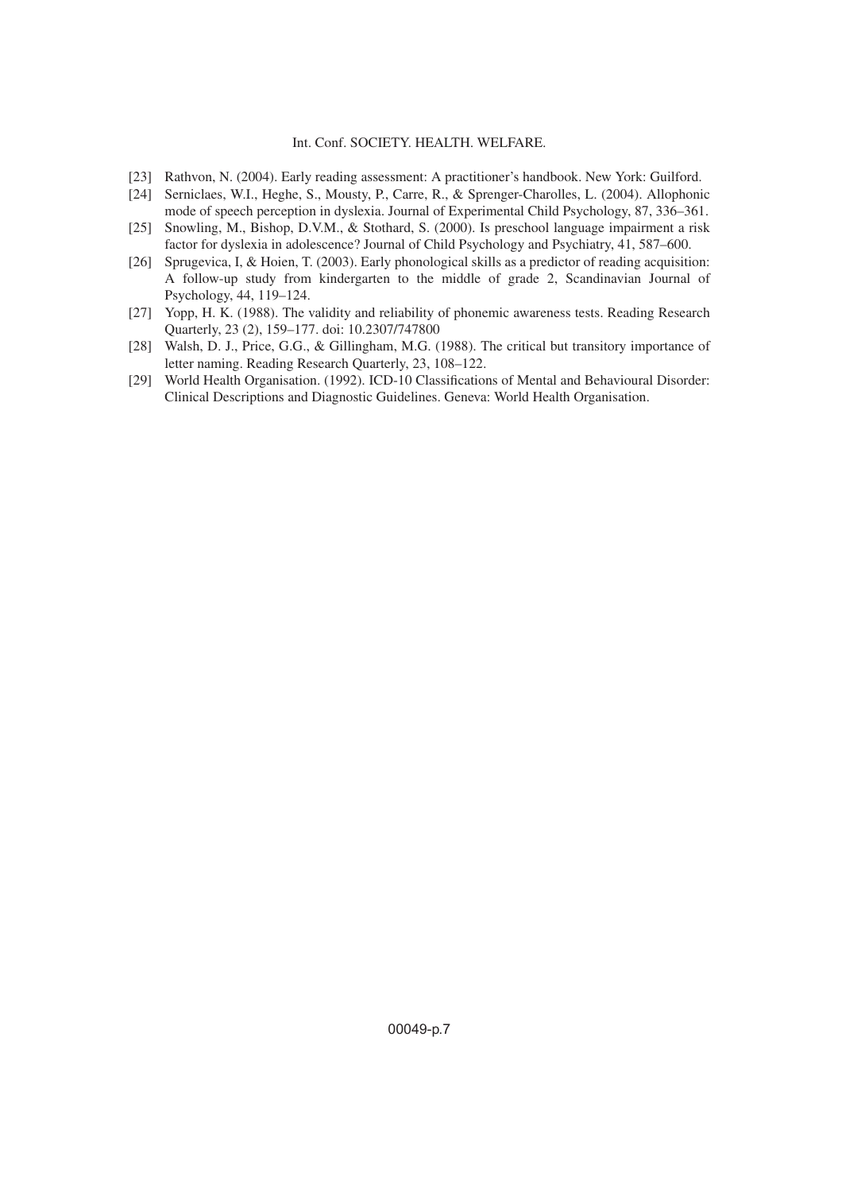[23] Rathvon, N. (2004). Early reading assessment: A practitioner's handbook. New York: Guilford.

[24] Serniclaes, W.I., Heghe, S., Mousty, P., Carre, R., & Sprenger-Charolles, L. (2004). Allophonic mode of speech perception in dyslexia. Journal of Experimental Child Psychology, 87, 336–361.

[25] Snowling, M., Bishop, D.V.M., & Stothard, S. (2000). Is preschool language impairment a risk factor for dyslexia in adolescence? Journal of Child Psychology and Psychiatry, 41, 587–600.

[26] Sprugevica, I, & Hoien, T. (2003). Early phonological skills as a predictor of reading acquisition: A follow-up study from kindergarten to the middle of grade 2, Scandinavian Journal of Psychology, 44, 119–124.

[27] Yopp, H. K. (1988). The validity and reliability of phonemic awareness tests. Reading Research Quarterly, 23 (2), 159–177. doi: 10.2307/747800

[28] Walsh, D. J., Price, G.G., & Gillingham, M.G. (1988). The critical but transitory importance of letter naming. Reading Research Quarterly, 23, 108–122.

[29] World Health Organisation. (1992). ICD-10 Classifications of Mental and Behavioural Disorder: Clinical Descriptions and Diagnostic Guidelines. Geneva: World Health Organisation.